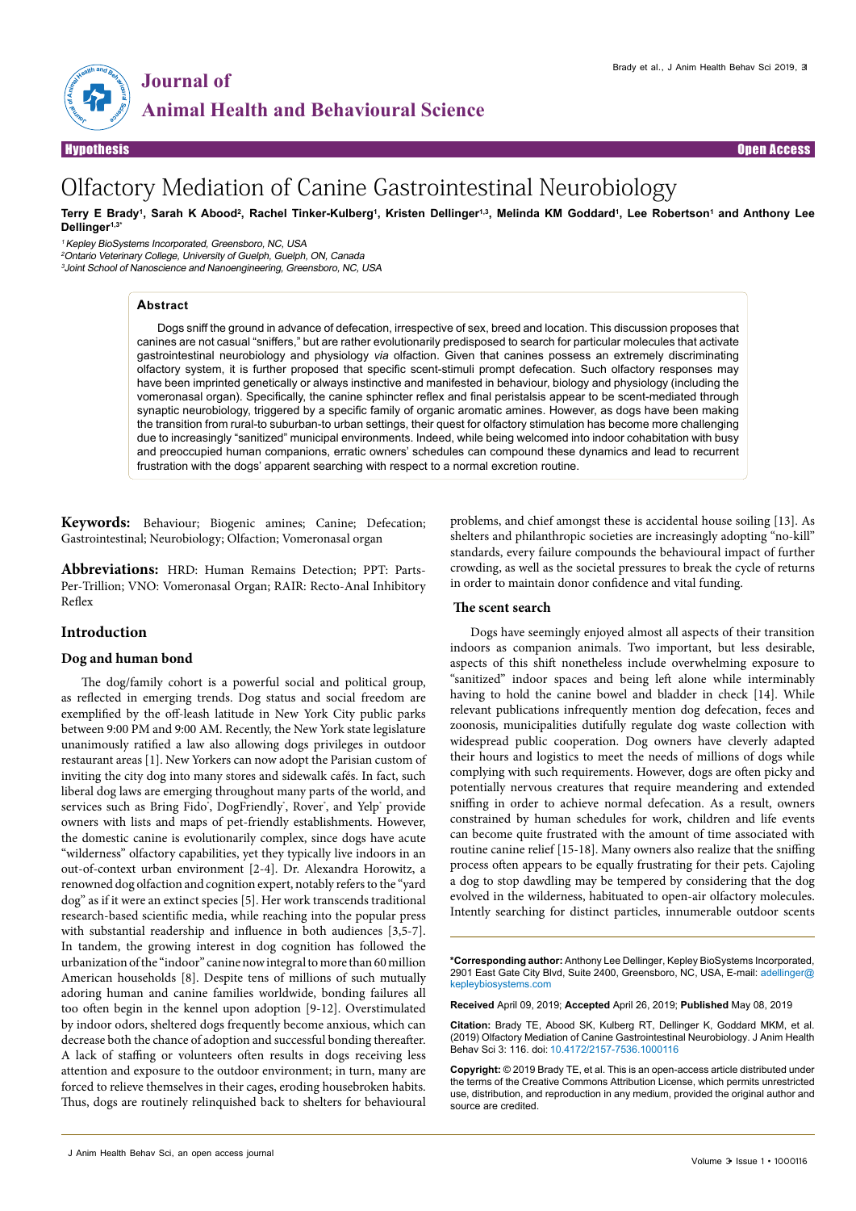Journal of Animal Health and Behavioural Science

Hypothesis | Open Access

# Olfactory Mediation of Canine Gastrointestinal Neurobiology

**Terry E Brady[1], Sarah K Abood[2], Rachel Tinker-Kulberg[1], Kristen Dellinger[1,3], Melinda KM Goddard[1], Lee Robertson[1] and Anthony Lee Dellinger[1,3*]**

[1] *Kepley BioSystems Incorporated, Greensboro, NC, USA*
[2] *Ontario Veterinary College, University of Guelph, Guelph, ON, Canada*
[3] *Joint School of Nanoscience and Nanoengineering, Greensboro, NC, USA*

## Abstract

Dogs sniff the ground in advance of defecation, irrespective of sex, breed and location. This discussion proposes that canines are not casual "sniffers," but are rather evolutionarily predisposed to search for particular molecules that activate gastrointestinal neurobiology and physiology *via* olfaction. Given that canines possess an extremely discriminating olfactory system, it is further proposed that specific scent-stimuli prompt defecation. Such olfactory responses may have been imprinted genetically or always instinctive and manifested in behaviour, biology and physiology (including the vomeronasal organ). Specifically, the canine sphincter reflex and final peristalsis appear to be scent-mediated through synaptic neurobiology, triggered by a specific family of organic aromatic amines. However, as dogs have been making the transition from rural-to suburban-to urban settings, their quest for olfactory stimulation has become more challenging due to increasingly "sanitized" municipal environments. Indeed, while being welcomed into indoor cohabitation with busy and preoccupied human companions, erratic owners' schedules can compound these dynamics and lead to recurrent frustration with the dogs' apparent searching with respect to a normal excretion routine.

**Keywords:** Behaviour; Biogenic amines; Canine; Defecation; Gastrointestinal; Neurobiology; Olfaction; Vomeronasal organ

**Abbreviations:** HRD: Human Remains Detection; PPT: Parts-Per-Trillion; VNO: Vomeronasal Organ; RAIR: Recto-Anal Inhibitory Reflex

## Introduction

### Dog and human bond

The dog/family cohort is a powerful social and political group, as reflected in emerging trends. Dog status and social freedom are exemplified by the off-leash latitude in New York City public parks between 9:00 PM and 9:00 AM. Recently, the New York state legislature unanimously ratified a law also allowing dogs privileges in outdoor restaurant areas [1]. New Yorkers can now adopt the Parisian custom of inviting the city dog into many stores and sidewalk cafés. In fact, such liberal dog laws are emerging throughout many parts of the world, and services such as Bring Fido®, DogFriendly®, Rover®, and Yelp® provide owners with lists and maps of pet-friendly establishments. However, the domestic canine is evolutionarily complex, since dogs have acute "wilderness" olfactory capabilities, yet they typically live indoors in an out-of-context urban environment [2-4]. Dr. Alexandra Horowitz, a renowned dog olfaction and cognition expert, notably refers to the "yard dog" as if it were an extinct species [5]. Her work transcends traditional research-based scientific media, while reaching into the popular press with substantial readership and influence in both audiences [3,5-7]. In tandem, the growing interest in dog cognition has followed the urbanization of the "indoor" canine now integral to more than 60 million American households [8]. Despite tens of millions of such mutually adoring human and canine families worldwide, bonding failures all too often begin in the kennel upon adoption [9-12]. Overstimulated by indoor odors, sheltered dogs frequently become anxious, which can decrease both the chance of adoption and successful bonding thereafter. A lack of staffing or volunteers often results in dogs receiving less attention and exposure to the outdoor environment; in turn, many are forced to relieve themselves in their cages, eroding housebroken habits. Thus, dogs are routinely relinquished back to shelters for behavioural problems, and chief amongst these is accidental house soiling [13]. As shelters and philanthropic societies are increasingly adopting "no-kill" standards, every failure compounds the behavioural impact of further crowding, as well as the societal pressures to break the cycle of returns in order to maintain donor confidence and vital funding.

### The scent search

Dogs have seemingly enjoyed almost all aspects of their transition indoors as companion animals. Two important, but less desirable, aspects of this shift nonetheless include overwhelming exposure to "sanitized" indoor spaces and being left alone while interminably having to hold the canine bowel and bladder in check [14]. While relevant publications infrequently mention dog defecation, feces and zoonosis, municipalities dutifully regulate dog waste collection with widespread public cooperation. Dog owners have cleverly adapted their hours and logistics to meet the needs of millions of dogs while complying with such requirements. However, dogs are often picky and potentially nervous creatures that require meandering and extended sniffing in order to achieve normal defecation. As a result, owners constrained by human schedules for work, children and life events can become quite frustrated with the amount of time associated with routine canine relief [15-18]. Many owners also realize that the sniffing process often appears to be equally frustrating for their pets. Cajoling a dog to stop dawdling may be tempered by considering that the dog evolved in the wilderness, habituated to open-air olfactory molecules. Intently searching for distinct particles, innumerable outdoor scents

---

**\*Corresponding author:** Anthony Lee Dellinger, Kepley BioSystems Incorporated, 2901 East Gate City Blvd, Suite 2400, Greensboro, NC, USA, E-mail: adellinger@kepleybiosystems.com

**Received** April 09, 2019; **Accepted** April 26, 2019; **Published** May 08, 2019

**Citation:** Brady TE, Abood SK, Kulberg RT, Dellinger K, Goddard MKM, et al. (2019) Olfactory Mediation of Canine Gastrointestinal Neurobiology. J Anim Health Behav Sci 3: 116. doi: 10.4172/2157-7536.1000116

**Copyright:** © 2019 Brady TE, et al. This is an open-access article distributed under the terms of the Creative Commons Attribution License, which permits unrestricted use, distribution, and reproduction in any medium, provided the original author and source are credited.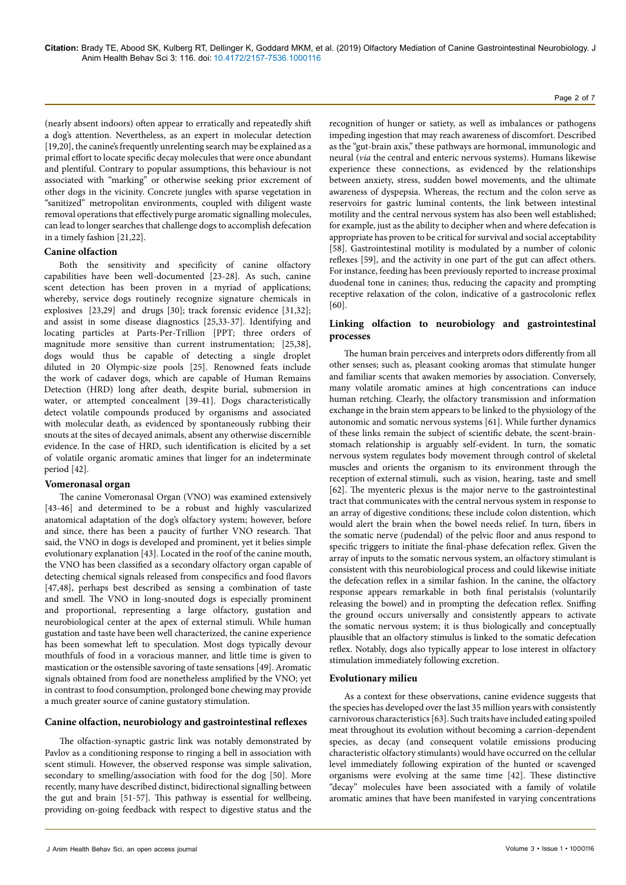(nearly absent indoors) often appear to erratically and repeatedly shift a dog's attention. Nevertheless, as an expert in molecular detection [19,20], the canine's frequently unrelenting search may be explained as a primal effort to locate specific decay molecules that were once abundant and plentiful. Contrary to popular assumptions, this behaviour is not associated with "marking" or otherwise seeking prior excrement of other dogs in the vicinity. Concrete jungles with sparse vegetation in "sanitized" metropolitan environments, coupled with diligent waste removal operations that effectively purge aromatic signalling molecules, can lead to longer searches that challenge dogs to accomplish defecation in a timely fashion [21,22].

### Canine olfaction

Both the sensitivity and specificity of canine olfactory capabilities have been well-documented [23-28]. As such, canine scent detection has been proven in a myriad of applications; whereby, service dogs routinely recognize signature chemicals in explosives [23,29] and drugs [30]; track forensic evidence [31,32]; and assist in some disease diagnostics [25,33-37]. Identifying and locating particles at Parts-Per-Trillion [PPT; three orders of magnitude more sensitive than current instrumentation; [25,38], dogs would thus be capable of detecting a single droplet diluted in 20 Olympic-size pools [25]. Renowned feats include the work of cadaver dogs, which are capable of Human Remains Detection (HRD) long after death, despite burial, submersion in water, or attempted concealment [39-41]. Dogs characteristically detect volatile compounds produced by organisms and associated with molecular death, as evidenced by spontaneously rubbing their snouts at the sites of decayed animals, absent any otherwise discernible evidence. In the case of HRD, such identification is elicited by a set of volatile organic aromatic amines that linger for an indeterminate period [42].

### Vomeronasal organ

The canine Vomeronasal Organ (VNO) was examined extensively [43-46] and determined to be a robust and highly vascularized anatomical adaptation of the dog's olfactory system; however, before and since, there has been a paucity of further VNO research. That said, the VNO in dogs is developed and prominent, yet it belies simple evolutionary explanation [43]. Located in the roof of the canine mouth, the VNO has been classified as a secondary olfactory organ capable of detecting chemical signals released from conspecifics and food flavors [47,48], perhaps best described as sensing a combination of taste and smell. The VNO in long-snouted dogs is especially prominent and proportional, representing a large olfactory, gustation and neurobiological center at the apex of external stimuli. While human gustation and taste have been well characterized, the canine experience has been somewhat left to speculation. Most dogs typically devour mouthfuls of food in a voracious manner, and little time is given to mastication or the ostensible savoring of taste sensations [49]. Aromatic signals obtained from food are nonetheless amplified by the VNO; yet in contrast to food consumption, prolonged bone chewing may provide a much greater source of canine gustatory stimulation.

### Canine olfaction, neurobiology and gastrointestinal reflexes

The olfaction-synaptic gastric link was notably demonstrated by Pavlov as a conditioning response to ringing a bell in association with scent stimuli. However, the observed response was simple salivation, secondary to smelling/association with food for the dog [50]. More recently, many have described distinct, bidirectional signalling between the gut and brain [51-57]. This pathway is essential for wellbeing, providing on-going feedback with respect to digestive status and the recognition of hunger or satiety, as well as imbalances or pathogens impeding ingestion that may reach awareness of discomfort. Described as the "gut-brain axis," these pathways are hormonal, immunologic and neural (*via* the central and enteric nervous systems). Humans likewise experience these connections, as evidenced by the relationships between anxiety, stress, sudden bowel movements, and the ultimate awareness of dyspepsia. Whereas, the rectum and the colon serve as reservoirs for gastric luminal contents, the link between intestinal motility and the central nervous system has also been well established; for example, just as the ability to decipher when and where defecation is appropriate has proven to be critical for survival and social acceptability [58]. Gastrointestinal motility is modulated by a number of colonic reflexes [59], and the activity in one part of the gut can affect others. For instance, feeding has been previously reported to increase proximal duodenal tone in canines; thus, reducing the capacity and prompting receptive relaxation of the colon, indicative of a gastrocolonic reflex [60].

### Linking olfaction to neurobiology and gastrointestinal processes

The human brain perceives and interprets odors differently from all other senses; such as, pleasant cooking aromas that stimulate hunger and familiar scents that awaken memories by association. Conversely, many volatile aromatic amines at high concentrations can induce human retching. Clearly, the olfactory transmission and information exchange in the brain stem appears to be linked to the physiology of the autonomic and somatic nervous systems [61]. While further dynamics of these links remain the subject of scientific debate, the scent-brain-stomach relationship is arguably self-evident. In turn, the somatic nervous system regulates body movement through control of skeletal muscles and orients the organism to its environment through the reception of external stimuli, such as vision, hearing, taste and smell [62]. The myenteric plexus is the major nerve to the gastrointestinal tract that communicates with the central nervous system in response to an array of digestive conditions; these include colon distention, which would alert the brain when the bowel needs relief. In turn, fibers in the somatic nerve (pudendal) of the pelvic floor and anus respond to specific triggers to initiate the final-phase defecation reflex. Given the array of inputs to the somatic nervous system, an olfactory stimulant is consistent with this neurobiological process and could likewise initiate the defecation reflex in a similar fashion. In the canine, the olfactory response appears remarkable in both final peristalsis (voluntarily releasing the bowel) and in prompting the defecation reflex. Sniffing the ground occurs universally and consistently appears to activate the somatic nervous system; it is thus biologically and conceptually plausible that an olfactory stimulus is linked to the somatic defecation reflex. Notably, dogs also typically appear to lose interest in olfactory stimulation immediately following excretion.

### Evolutionary milieu

As a context for these observations, canine evidence suggests that the species has developed over the last 35 million years with consistently carnivorous characteristics [63]. Such traits have included eating spoiled meat throughout its evolution without becoming a carrion-dependent species, as decay (and consequent volatile emissions producing characteristic olfactory stimulants) would have occurred on the cellular level immediately following expiration of the hunted or scavenged organisms were evolving at the same time [42]. These distinctive "decay" molecules have been associated with a family of volatile aromatic amines that have been manifested in varying concentrations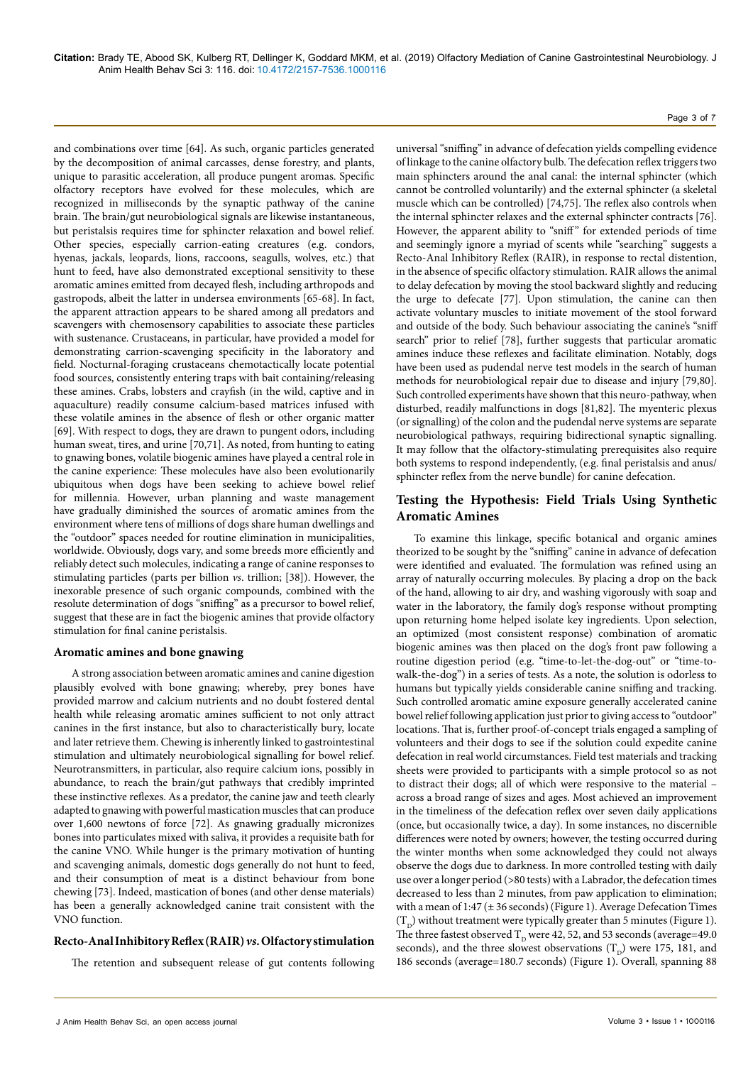and combinations over time [64]. As such, organic particles generated by the decomposition of animal carcasses, dense forestry, and plants, unique to parasitic acceleration, all produce pungent aromas. Specific olfactory receptors have evolved for these molecules, which are recognized in milliseconds by the synaptic pathway of the canine brain. The brain/gut neurobiological signals are likewise instantaneous, but peristalsis requires time for sphincter relaxation and bowel relief. Other species, especially carrion-eating creatures (e.g. condors, hyenas, jackals, leopards, lions, raccoons, seagulls, wolves, etc.) that hunt to feed, have also demonstrated exceptional sensitivity to these aromatic amines emitted from decayed flesh, including arthropods and gastropods, albeit the latter in undersea environments [65-68]. In fact, the apparent attraction appears to be shared among all predators and scavengers with chemosensory capabilities to associate these particles with sustenance. Crustaceans, in particular, have provided a model for demonstrating carrion-scavenging specificity in the laboratory and field. Nocturnal-foraging crustaceans chemotactically locate potential food sources, consistently entering traps with bait containing/releasing these amines. Crabs, lobsters and crayfish (in the wild, captive and in aquaculture) readily consume calcium-based matrices infused with these volatile amines in the absence of flesh or other organic matter [69]. With respect to dogs, they are drawn to pungent odors, including human sweat, tires, and urine [70,71]. As noted, from hunting to eating to gnawing bones, volatile biogenic amines have played a central role in the canine experience: These molecules have also been evolutionarily ubiquitous when dogs have been seeking to achieve bowel relief for millennia. However, urban planning and waste management have gradually diminished the sources of aromatic amines from the environment where tens of millions of dogs share human dwellings and the "outdoor" spaces needed for routine elimination in municipalities, worldwide. Obviously, dogs vary, and some breeds more efficiently and reliably detect such molecules, indicating a range of canine responses to stimulating particles (parts per billion *vs*. trillion; [38]). However, the inexorable presence of such organic compounds, combined with the resolute determination of dogs "sniffing" as a precursor to bowel relief, suggest that these are in fact the biogenic amines that provide olfactory stimulation for final canine peristalsis.

### Aromatic amines and bone gnawing

A strong association between aromatic amines and canine digestion plausibly evolved with bone gnawing; whereby, prey bones have provided marrow and calcium nutrients and no doubt fostered dental health while releasing aromatic amines sufficient to not only attract canines in the first instance, but also to characteristically bury, locate and later retrieve them. Chewing is inherently linked to gastrointestinal stimulation and ultimately neurobiological signalling for bowel relief. Neurotransmitters, in particular, also require calcium ions, possibly in abundance, to reach the brain/gut pathways that credibly imprinted these instinctive reflexes. As a predator, the canine jaw and teeth clearly adapted to gnawing with powerful mastication muscles that can produce over 1,600 newtons of force [72]. As gnawing gradually micronizes bones into particulates mixed with saliva, it provides a requisite bath for the canine VNO. While hunger is the primary motivation of hunting and scavenging animals, domestic dogs generally do not hunt to feed, and their consumption of meat is a distinct behaviour from bone chewing [73]. Indeed, mastication of bones (and other dense materials) has been a generally acknowledged canine trait consistent with the VNO function.

### Recto-Anal Inhibitory Reflex (RAIR) *vs*. Olfactory stimulation

The retention and subsequent release of gut contents following universal "sniffing" in advance of defecation yields compelling evidence of linkage to the canine olfactory bulb. The defecation reflex triggers two main sphincters around the anal canal: the internal sphincter (which cannot be controlled voluntarily) and the external sphincter (a skeletal muscle which can be controlled) [74,75]. The reflex also controls when the internal sphincter relaxes and the external sphincter contracts [76]. However, the apparent ability to "sniff" for extended periods of time and seemingly ignore a myriad of scents while "searching" suggests a Recto-Anal Inhibitory Reflex (RAIR), in response to rectal distention, in the absence of specific olfactory stimulation. RAIR allows the animal to delay defecation by moving the stool backward slightly and reducing the urge to defecate [77]. Upon stimulation, the canine can then activate voluntary muscles to initiate movement of the stool forward and outside of the body. Such behaviour associating the canine's "sniff search" prior to relief [78], further suggests that particular aromatic amines induce these reflexes and facilitate elimination. Notably, dogs have been used as pudendal nerve test models in the search of human methods for neurobiological repair due to disease and injury [79,80]. Such controlled experiments have shown that this neuro-pathway, when disturbed, readily malfunctions in dogs [81,82]. The myenteric plexus (or signalling) of the colon and the pudendal nerve systems are separate neurobiological pathways, requiring bidirectional synaptic signalling. It may follow that the olfactory-stimulating prerequisites also require both systems to respond independently, (e.g. final peristalsis and anus/sphincter reflex from the nerve bundle) for canine defecation.

## Testing the Hypothesis: Field Trials Using Synthetic Aromatic Amines

To examine this linkage, specific botanical and organic amines theorized to be sought by the "sniffing" canine in advance of defecation were identified and evaluated. The formulation was refined using an array of naturally occurring molecules. By placing a drop on the back of the hand, allowing to air dry, and washing vigorously with soap and water in the laboratory, the family dog's response without prompting upon returning home helped isolate key ingredients. Upon selection, an optimized (most consistent response) combination of aromatic biogenic amines was then placed on the dog's front paw following a routine digestion period (e.g. "time-to-let-the-dog-out" or "time-to-walk-the-dog") in a series of tests. As a note, the solution is odorless to humans but typically yields considerable canine sniffing and tracking. Such controlled aromatic amine exposure generally accelerated canine bowel relief following application just prior to giving access to "outdoor" locations. That is, further proof-of-concept trials engaged a sampling of volunteers and their dogs to see if the solution could expedite canine defecation in real world circumstances. Field test materials and tracking sheets were provided to participants with a simple protocol so as not to distract their dogs; all of which were responsive to the material – across a broad range of sizes and ages. Most achieved an improvement in the timeliness of the defecation reflex over seven daily applications (once, but occasionally twice, a day). In some instances, no discernible differences were noted by owners; however, the testing occurred during the winter months when some acknowledged they could not always observe the dogs due to darkness. In more controlled testing with daily use over a longer period (>80 tests) with a Labrador, the defecation times decreased to less than 2 minutes, from paw application to elimination; with a mean of 1:47 (± 36 seconds) (Figure 1). Average Defecation Times ($T_D$) without treatment were typically greater than 5 minutes (Figure 1). The three fastest observed $T_D$ were 42, 52, and 53 seconds (average=49.0 seconds), and the three slowest observations ($T_D$) were 175, 181, and 186 seconds (average=180.7 seconds) (Figure 1). Overall, spanning 88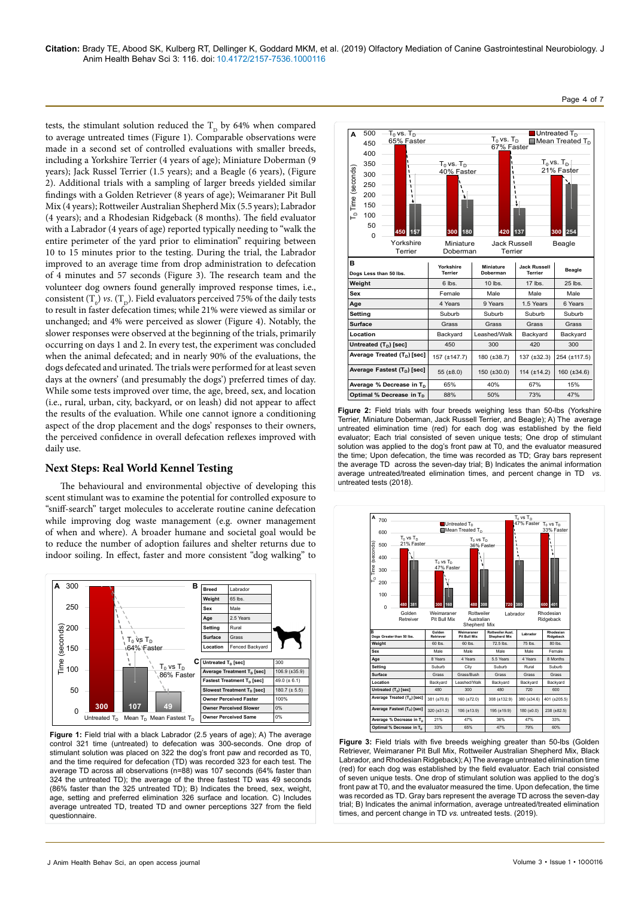tests, the stimulant solution reduced the $T_D$ by 64% when compared to average untreated times (Figure 1). Comparable observations were made in a second set of controlled evaluations with smaller breeds, including a Yorkshire Terrier (4 years of age); Miniature Doberman (9 years); Jack Russel Terrier (1.5 years); and a Beagle (6 years), (Figure 2). Additional trials with a sampling of larger breeds yielded similar findings with a Golden Retriever (8 years of age); Weimaraner Pit Bull Mix (4 years); Rottweiler Australian Shepherd Mix (5.5 years); Labrador (4 years); and a Rhodesian Ridgeback (8 months). The field evaluator with a Labrador (4 years of age) reported typically needing to "walk the entire perimeter of the yard prior to elimination" requiring between 10 to 15 minutes prior to the testing. During the trial, the Labrador improved to an average time from drop administration to defecation of 4 minutes and 57 seconds (Figure 3). The research team and the volunteer dog owners found generally improved response times, i.e., consistent ($T_0$) *vs.* ($T_D$). Field evaluators perceived 75% of the daily tests to result in faster defecation times; while 21% were viewed as similar or unchanged; and 4% were perceived as slower (Figure 4). Notably, the slower responses were observed at the beginning of the trials, primarily occurring on days 1 and 2. In every test, the experiment was concluded when the animal defecated; and in nearly 90% of the evaluations, the dogs defecated and urinated. The trials were performed for at least seven days at the owners' (and presumably the dogs') preferred times of day. While some tests improved over time, the age, breed, sex, and location (i.e., rural, urban, city, backyard, or on leash) did not appear to affect the results of the evaluation. While one cannot ignore a conditioning aspect of the drop placement and the dogs' responses to their owners, the perceived confidence in overall defecation reflexes improved with daily use.

## Next Steps: Real World Kennel Testing

The behavioural and environmental objective of developing this scent stimulant was to examine the potential for controlled exposure to "sniff-search" target molecules to accelerate routine canine defecation while improving dog waste management (e.g. owner management of when and where). A broader humane and societal goal would be to reduce the number of adoption failures and shelter returns due to indoor soiling. In effect, faster and more consistent "dog walking" to

| Breed | Labrador |
|---|---|
| Weight | 65 lbs. |
| Sex | Male |
| Age | 2.5 Years |
| Setting | Rural |
| Surface | Grass |
| Location | Fenced Backyard |

| | |
|---|---|
| Untreated $T_D$ [sec] | 300 |
| Average Treatment $T_D$ [sec] | 106.9 (±35.9) |
| Fastest Treatment $T_D$ [sec] | 49.0 (± 6.1) |
| Slowest Treatment $T_D$ [sec] | 180.7 (± 5.5) |
| Owner Perceived Faster | 100% |
| Owner Perceived Slower | 0% |
| Owner Perceived Same | 0% |

**Figure 1:** Field trial with a black Labrador (2.5 years of age); A) The average control 321 time (untreated) to defecation was 300-seconds. One drop of stimulant solution was placed on 322 the dog's front paw and recorded as T0, and the time required for defecation (TD) was recorded 323 for each test. The average TD across all observations (n=88) was 107 seconds (64% faster than 324 the untreated TD); the average of the three fastest TD was 49 seconds (86% faster than the 325 untreated TD); B) Indicates the breed, sex, weight, age, setting and preferred elimination 326 surface and location. C) Includes average untreated TD, treated TD and owner perceptions 327 from the field questionnaire.

| Dogs Less than 50 lbs. | Yorkshire Terrier | Miniature Doberman | Jack Russell Terrier | Beagle |
|---|---|---|---|---|
| Weight | 6 lbs. | 10 lbs. | 17 lbs. | 25 lbs. |
| Sex | Female | Male | Male | Male |
| Age | 4 Years | 9 Years | 1.5 Years | 6 Years |
| Setting | Suburb | Suburb | Suburb | Suburb |
| Surface | Grass | Grass | Grass | Grass |
| Location | Backyard | Leashed/Walk | Backyard | Backyard |
| Untreated ($T_D$) [sec] | 450 | 300 | 420 | 300 |
| Average Treated ($T_D$) [sec] | 157 (±147.7) | 180 (±38.7) | 137 (±32.3) | 254 (±117.5) |
| Average Fastest ($T_D$) [sec] | 55 (±8.0) | 150 (±30.0) | 114 (±14.2) | 160 (±34.6) |
| Average % Decrease in $T_D$ | 65% | 40% | 67% | 15% |
| Optimal % Decrease in $T_D$ | 88% | 50% | 73% | 47% |

**Figure 2:** Field trials with four breeds weighing less than 50-lbs (Yorkshire Terrier, Miniature Doberman, Jack Russell Terrier, and Beagle); A) The average untreated elimination time (red) for each dog was established by the field evaluator; Each trial consisted of seven unique tests; One drop of stimulant solution was applied to the dog's front paw at T0, and the evaluator measured the time; Upon defecation, the time was recorded as TD; Gray bars represent the average TD across the seven-day trial; B) Indicates the animal information average untreated/treated elimination times, and percent change in TD *vs.* untreated tests (2018).

| Dogs Greater than 50 lbs. | Golden Retriever | Weimaraner Pit Bull Mix | Rottweiler Aust. Shepherd Mix | Labrador | Rhodesian Ridgeback |
|---|---|---|---|---|---|
| Weight | 60 lbs. | 60 lbs. | 72.5 lbs. | 75 lbs. | 80 lbs. |
| Sex | Male | Male | Male | Male | Female |
| Age | 8 Years | 4 Years | 5.5 Years | 4 Years | 8 Months |
| Setting | Suburb | City | Suburb | Rural | Suburb |
| Surface | Grass | Grass/Bush | Grass | Grass | Grass |
| Location | Backyard | Leashed/Walk | Backyard | Backyard | Backyard |
| Untreated ($T_D$) [sec] | 480 | 300 | 480 | 720 | 600 |
| Average Treated ($T_D$) [sec] | 381 (±70.8) | 160 (±72.0) | 308 (±132.9) | 380 (±34.6) | 401 (±205.5) |
| Average Fastest ($T_D$) [sec] | 320 (±31.2) | 106 (±13.9) | 195 (±19.9) | 180 (±0.0) | 238 (±82.5) |
| Average % Decrease in $T_D$ | 21% | 47% | 36% | 47% | 33% |
| Optimal % Decrease in $T_D$ | 33% | 65% | 47% | 79% | 60% |

**Figure 3:** Field trials with five breeds weighing greater than 50-lbs (Golden Retriever, Weimaraner Pit Bull Mix, Rottweiler Australian Shepherd Mix, Black Labrador, and Rhodesian Ridgeback); A) The average untreated elimination time (red) for each dog was established by the field evaluator. Each trial consisted of seven unique tests. One drop of stimulant solution was applied to the dog's front paw at T0, and the evaluator measured the time. Upon defecation, the time was recorded as TD. Gray bars represent the average TD across the seven-day trial; B) Indicates the animal information, average untreated/treated elimination times, and percent change in TD *vs.* untreated tests. (2019).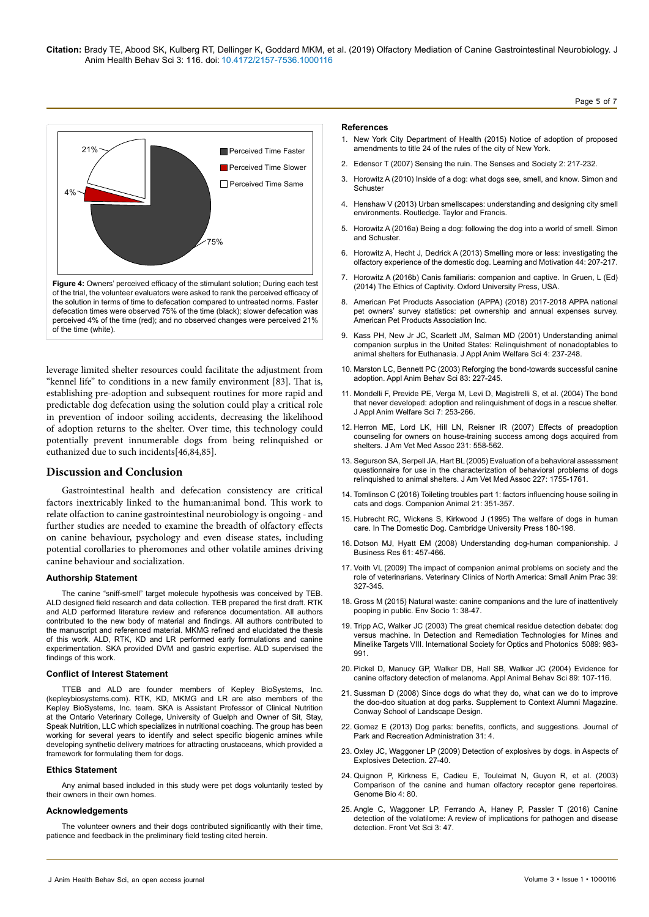Figure 4: Owners' perceived efficacy of the stimulant solution; During each test of the trial, the volunteer evaluators were asked to rank the perceived efficacy of the solution in terms of time to defecation compared to untreated norms. Faster defecation times were observed 75% of the time (black); slower defecation was perceived 4% of the time (red); and no observed changes were perceived 21% of the time (white).

leverage limited shelter resources could facilitate the adjustment from "kennel life" to conditions in a new family environment [83]. That is, establishing pre-adoption and subsequent routines for more rapid and predictable dog defecation using the solution could play a critical role in prevention of indoor soiling accidents, decreasing the likelihood of adoption returns to the shelter. Over time, this technology could potentially prevent innumerable dogs from being relinquished or euthanized due to such incidents[46,84,85].

## Discussion and Conclusion

Gastrointestinal health and defecation consistency are critical factors inextricably linked to the human:animal bond. This work to relate olfaction to canine gastrointestinal neurobiology is ongoing - and further studies are needed to examine the breadth of olfactory effects on canine behaviour, psychology and even disease states, including potential corollaries to pheromones and other volatile amines driving canine behaviour and socialization.

### Authorship Statement

The canine "sniff-smell" target molecule hypothesis was conceived by TEB. ALD designed field research and data collection. TEB prepared the first draft. RTK and ALD performed literature review and reference documentation. All authors contributed to the new body of material and findings. All authors contributed to the manuscript and referenced material. MKMG refined and elucidated the thesis of this work. ALD, RTK, KD and LR performed early formulations and canine experimentation. SKA provided DVM and gastric expertise. ALD supervised the findings of this work.

### Conflict of Interest Statement

TTEB and ALD are founder members of Kepley BioSystems, Inc. (kepleybiosystems.com). RTK, KD, MKMG and LR are also members of the Kepley BioSystems, Inc. team. SKA is Assistant Professor of Clinical Nutrition at the Ontario Veterinary College, University of Guelph and Owner of Sit, Stay, Speak Nutrition, LLC which specializes in nutritional coaching. The group has been working for several years to identify and select specific biogenic amines while developing synthetic delivery matrices for attracting crustaceans, which provided a framework for formulating them for dogs.

### Ethics Statement

Any animal based included in this study were pet dogs voluntarily tested by their owners in their own homes.

### Acknowledgements

The volunteer owners and their dogs contributed significantly with their time, patience and feedback in the preliminary field testing cited herein.

### References

1. New York City Department of Health (2015) Notice of adoption of proposed amendments to title 24 of the rules of the city of New York.
2. Edensor T (2007) Sensing the ruin. The Senses and Society 2: 217-232.
3. Horowitz A (2010) Inside of a dog: what dogs see, smell, and know. Simon and Schuster
4. Henshaw V (2013) Urban smellscapes: understanding and designing city smell environments. Routledge. Taylor and Francis.
5. Horowitz A (2016a) Being a dog: following the dog into a world of smell. Simon and Schuster.
6. Horowitz A, Hecht J, Dedrick A (2013) Smelling more or less: investigating the olfactory experience of the domestic dog. Learning and Motivation 44: 207-217.
7. Horowitz A (2016b) Canis familiaris: companion and captive. In Gruen, L (Ed) (2014) The Ethics of Captivity. Oxford University Press, USA.
8. American Pet Products Association (APPA) (2018) 2017-2018 APPA national pet owners' survey statistics: pet ownership and annual expenses survey. American Pet Products Association Inc.
9. Kass PH, New Jr JC, Scarlett JM, Salman MD (2001) Understanding animal companion surplus in the United States: Relinquishment of nonadoptables to animal shelters for Euthanasia. J Appl Anim Welfare Sci 4: 237-248.
10. Marston LC, Bennett PC (2003) Reforging the bond-towards successful canine adoption. Appl Anim Behav Sci 83: 227-245.
11. Mondelli F, Previde PE, Verga M, Levi D, Magistrelli S, et al. (2004) The bond that never developed: adoption and relinquishment of dogs in a rescue shelter. J Appl Anim Welfare Sci 7: 253-266.
12. Herron ME, Lord LK, Hill LN, Reisner IR (2007) Effects of preadoption counseling for owners on house-training success among dogs acquired from shelters. J Am Vet Med Assoc 231: 558-562.
13. Segurson SA, Serpell JA, Hart BL (2005) Evaluation of a behavioral assessment questionnaire for use in the characterization of behavioral problems of dogs relinquished to animal shelters. J Am Vet Med Assoc 227: 1755-1761.
14. Tomlinson C (2016) Toileting troubles part 1: factors influencing house soiling in cats and dogs. Companion Animal 21: 351-357.
15. Hubrecht RC, Wickens S, Kirkwood J (1995) The welfare of dogs in human care. In The Domestic Dog. Cambridge University Press 180-198.
16. Dotson MJ, Hyatt EM (2008) Understanding dog-human companionship. J Business Res 61: 457-466.
17. Voith VL (2009) The impact of companion animal problems on society and the role of veterinarians. Veterinary Clinics of North America: Small Anim Prac 39: 327-345.
18. Gross M (2015) Natural waste: canine companions and the lure of inattentively pooping in public. Env Socio 1: 38-47.
19. Tripp AC, Walker JC (2003) The great chemical residue detection debate: dog versus machine. In Detection and Remediation Technologies for Mines and Minelike Targets VIII. International Society for Optics and Photonics 5089: 983-991.
20. Pickel D, Manucy GP, Walker DB, Hall SB, Walker JC (2004) Evidence for canine olfactory detection of melanoma. Appl Animal Behav Sci 89: 107-116.
21. Sussman D (2008) Since dogs do what they do, what can we do to improve the doo-doo situation at dog parks. Supplement to Context Alumni Magazine. Conway School of Landscape Design.
22. Gomez E (2013) Dog parks: benefits, conflicts, and suggestions. Journal of Park and Recreation Administration 31: 4.
23. Oxley JC, Waggoner LP (2009) Detection of explosives by dogs. in Aspects of Explosives Detection. 27-40.
24. Quignon P, Kirkness E, Cadieu E, Touleimat N, Guyon R, et al. (2003) Comparison of the canine and human olfactory receptor gene repertoires. Genome Bio 4: 80.
25. Angle C, Waggoner LP, Ferrando A, Haney P, Passler T (2016) Canine detection of the volatilome: A review of implications for pathogen and disease detection. Front Vet Sci 3: 47.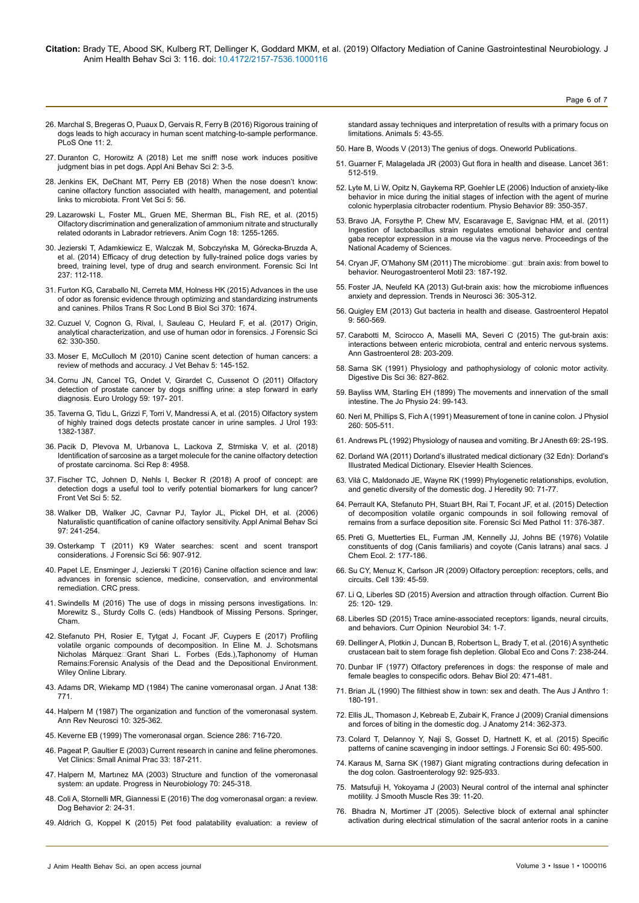26. Marchal S, Bregeras O, Puaux D, Gervais R, Ferry B (2016) Rigorous training of dogs leads to high accuracy in human scent matching-to-sample performance. PLoS One 11: 2.

27. Duranton C, Horowitz A (2018) Let me sniff! nose work induces positive judgment bias in pet dogs. Appl Ani Behav Sci 2: 3-5.

28. Jenkins EK, DeChant MT, Perry EB (2018) When the nose doesn't know: canine olfactory function associated with health, management, and potential links to microbiota. Front Vet Sci 5: 56.

29. Lazarowski L, Foster ML, Gruen ME, Sherman BL, Fish RE, et al. (2015) Olfactory discrimination and generalization of ammonium nitrate and structurally related odorants in Labrador retrievers. Anim Cogn 18: 1255-1265.

30. Jezierski T, Adamkiewicz E, Walczak M, Sobczyńska M, Górecka-Bruzda A, et al. (2014) Efficacy of drug detection by fully-trained police dogs varies by breed, training level, type of drug and search environment. Forensic Sci Int 237: 112-118.

31. Furton KG, Caraballo NI, Cerreta MM, Holness HK (2015) Advances in the use of odor as forensic evidence through optimizing and standardizing instruments and canines. Philos Trans R Soc Lond B Biol Sci 370: 1674.

32. Cuzuel V, Cognon G, Rival, I, Sauleau C, Heulard F, et al. (2017) Origin, analytical characterization, and use of human odor in forensics. J Forensic Sci 62: 330-350.

33. Moser E, McCulloch M (2010) Canine scent detection of human cancers: a review of methods and accuracy. J Vet Behav 5: 145-152.

34. Cornu JN, Cancel TG, Ondet V, Girardet C, Cussenot O (2011) Olfactory detection of prostate cancer by dogs sniffing urine: a step forward in early diagnosis. Euro Urology 59: 197- 201.

35. Taverna G, Tidu L, Grizzi F, Torri V, Mandressi A, et al. (2015) Olfactory system of highly trained dogs detects prostate cancer in urine samples. J Urol 193: 1382-1387.

36. Pacik D, Plevova M, Urbanova L, Lackova Z, Strmiska V, et al. (2018) Identification of sarcosine as a target molecule for the canine olfactory detection of prostate carcinoma. Sci Rep 8: 4958.

37. Fischer TC, Johnen D, Nehls I, Becker R (2018) A proof of concept: are detection dogs a useful tool to verify potential biomarkers for lung cancer? Front Vet Sci 5: 52.

38. Walker DB, Walker JC, Cavnar PJ, Taylor JL, Pickel DH, et al. (2006) Naturalistic quantification of canine olfactory sensitivity. Appl Animal Behav Sci 97: 241-254.

39. Osterkamp T (2011) K9 Water searches: scent and scent transport considerations. J Forensic Sci 56: 907-912.

40. Papet LE, Ensminger J, Jezierski T (2016) Canine olfaction science and law: advances in forensic science, medicine, conservation, and environmental remediation. CRC press.

41. Swindells M (2016) The use of dogs in missing persons investigations. In: Morewitz S., Sturdy Colls C. (eds) Handbook of Missing Persons. Springer, Cham.

42. Stefanuto PH, Rosier E, Tytgat J, Focant JF, Cuypers E (2017) Profiling volatile organic compounds of decomposition. In Eline M. J. Schotsmans Nicholas Márquez□Grant Shari L. Forbes (Eds.),Taphonomy of Human Remains:Forensic Analysis of the Dead and the Depositional Environment. Wiley Online Library.

43. Adams DR, Wiekamp MD (1984) The canine vomeronasal organ. J Anat 138: 771.

44. Halpern M (1987) The organization and function of the vomeronasal system. Ann Rev Neurosci 10: 325-362.

45. Keverne EB (1999) The vomeronasal organ. Science 286: 716-720.

46. Pageat P, Gaultier E (2003) Current research in canine and feline pheromones. Vet Clinics: Small Animal Prac 33: 187-211.

47. Halpern M, Martınez MA (2003) Structure and function of the vomeronasal system: an update. Progress in Neurobiology 70: 245-318.

48. Coli A, Stornelli MR, Giannessi E (2016) The dog vomeronasal organ: a review. Dog Behavior 2: 24-31.

49. Aldrich G, Koppel K (2015) Pet food palatability evaluation: a review of standard assay techniques and interpretation of results with a primary focus on limitations. Animals 5: 43-55.

50. Hare B, Woods V (2013) The genius of dogs. Oneworld Publications.

51. Guarner F, Malagelada JR (2003) Gut flora in health and disease. Lancet 361: 512-519.

52. Lyte M, Li W, Opitz N, Gaykema RP, Goehler LE (2006) Induction of anxiety-like behavior in mice during the initial stages of infection with the agent of murine colonic hyperplasia citrobacter rodentium. Physio Behavior 89: 350-357.

53. Bravo JA, Forsythe P, Chew MV, Escaravage E, Savignac HM, et al. (2011) Ingestion of lactobacillus strain regulates emotional behavior and central gaba receptor expression in a mouse via the vagus nerve. Proceedings of the National Academy of Sciences.

54. Cryan JF, O'Mahony SM (2011) The microbiome□gut□brain axis: from bowel to behavior. Neurogastroenterol Motil 23: 187-192.

55. Foster JA, Neufeld KA (2013) Gut-brain axis: how the microbiome influences anxiety and depression. Trends in Neurosci 36: 305-312.

56. Quigley EM (2013) Gut bacteria in health and disease. Gastroenterol Hepatol 9: 560-569.

57. Carabotti M, Scirocco A, Maselli MA, Severi C (2015) The gut-brain axis: interactions between enteric microbiota, central and enteric nervous systems. Ann Gastroenterol 28: 203-209.

58. Sarna SK (1991) Physiology and pathophysiology of colonic motor activity. Digestive Dis Sci 36: 827-862.

59. Bayliss WM, Starling EH (1899) The movements and innervation of the small intestine. The Jo Physio 24: 99-143.

60. Neri M, Phillips S, Fich A (1991) Measurement of tone in canine colon. J Physiol 260: 505-511.

61. Andrews PL (1992) Physiology of nausea and vomiting. Br J Anesth 69: 2S-19S.

62. Dorland WA (2011) Dorland's illustrated medical dictionary (32 Edn): Dorland's Illustrated Medical Dictionary. Elsevier Health Sciences.

63. Vilà C, Maldonado JE, Wayne RK (1999) Phylogenetic relationships, evolution, and genetic diversity of the domestic dog. J Heredity 90: 71-77.

64. Perrault KA, Stefanuto PH, Stuart BH, Rai T, Focant JF, et al. (2015) Detection of decomposition volatile organic compounds in soil following removal of remains from a surface deposition site. Forensic Sci Med Pathol 11: 376-387.

65. Preti G, Muetterties EL, Furman JM, Kennelly JJ, Johns BE (1976) Volatile constituents of dog (Canis familiaris) and coyote (Canis latrans) anal sacs. J Chem Ecol. 2: 177-186.

66. Su CY, Menuz K, Carlson JR (2009) Olfactory perception: receptors, cells, and circuits. Cell 139: 45-59.

67. Li Q, Liberles SD (2015) Aversion and attraction through olfaction. Current Bio 25: 120- 129.

68. Liberles SD (2015) Trace amine-associated receptors: ligands, neural circuits, and behaviors. Curr Opinion Neurobiol 34: 1-7.

69. Dellinger A, Plotkin J, Duncan B, Robertson L, Brady T, et al. (2016) A synthetic crustacean bait to stem forage fish depletion. Global Eco and Cons 7: 238-244.

70. Dunbar IF (1977) Olfactory preferences in dogs: the response of male and female beagles to conspecific odors. Behav Biol 20: 471-481.

71. Brian JL (1990) The filthiest show in town: sex and death. The Aus J Anthro 1: 180-191.

72. Ellis JL, Thomason J, Kebreab E, Zubair K, France J (2009) Cranial dimensions and forces of biting in the domestic dog. J Anatomy 214: 362-373.

73. Colard T, Delannoy Y, Naji S, Gosset D, Hartnett K, et al. (2015) Specific patterns of canine scavenging in indoor settings. J Forensic Sci 60: 495-500.

74. Karaus M, Sarna SK (1987) Giant migrating contractions during defecation in the dog colon. Gastroenterology 92: 925-933.

75. Matsufuji H, Yokoyama J (2003) Neural control of the internal anal sphincter motility. J Smooth Muscle Res 39: 11-20.

76. Bhadra N, Mortimer JT (2005). Selective block of external anal sphincter activation during electrical stimulation of the sacral anterior roots in a canine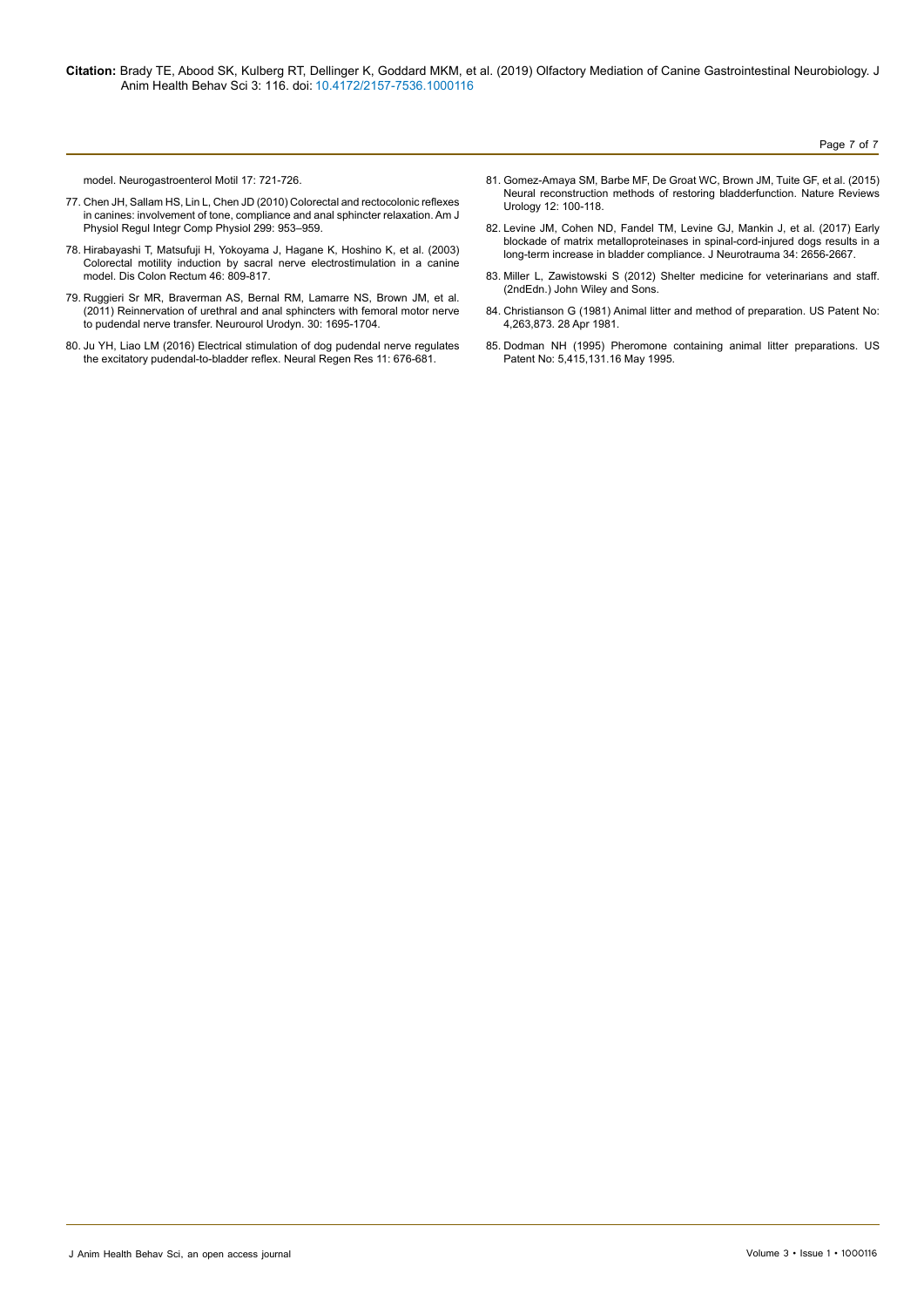model. Neurogastroenterol Motil 17: 721-726.

77. Chen JH, Sallam HS, Lin L, Chen JD (2010) Colorectal and rectocolonic reflexes in canines: involvement of tone, compliance and anal sphincter relaxation. Am J Physiol Regul Integr Comp Physiol 299: 953–959.

78. Hirabayashi T, Matsufuji H, Yokoyama J, Hagane K, Hoshino K, et al. (2003) Colorectal motility induction by sacral nerve electrostimulation in a canine model. Dis Colon Rectum 46: 809-817.

79. Ruggieri Sr MR, Braverman AS, Bernal RM, Lamarre NS, Brown JM, et al. (2011) Reinnervation of urethral and anal sphincters with femoral motor nerve to pudendal nerve transfer. Neurourol Urodyn. 30: 1695-1704.

80. Ju YH, Liao LM (2016) Electrical stimulation of dog pudendal nerve regulates the excitatory pudendal-to-bladder reflex. Neural Regen Res 11: 676-681.

81. Gomez-Amaya SM, Barbe MF, De Groat WC, Brown JM, Tuite GF, et al. (2015) Neural reconstruction methods of restoring bladderfunction. Nature Reviews Urology 12: 100-118.

82. Levine JM, Cohen ND, Fandel TM, Levine GJ, Mankin J, et al. (2017) Early blockade of matrix metalloproteinases in spinal-cord-injured dogs results in a long-term increase in bladder compliance. J Neurotrauma 34: 2656-2667.

83. Miller L, Zawistowski S (2012) Shelter medicine for veterinarians and staff. (2ndEdn.) John Wiley and Sons.

84. Christianson G (1981) Animal litter and method of preparation. US Patent No: 4,263,873. 28 Apr 1981.

85. Dodman NH (1995) Pheromone containing animal litter preparations. US Patent No: 5,415,131.16 May 1995.